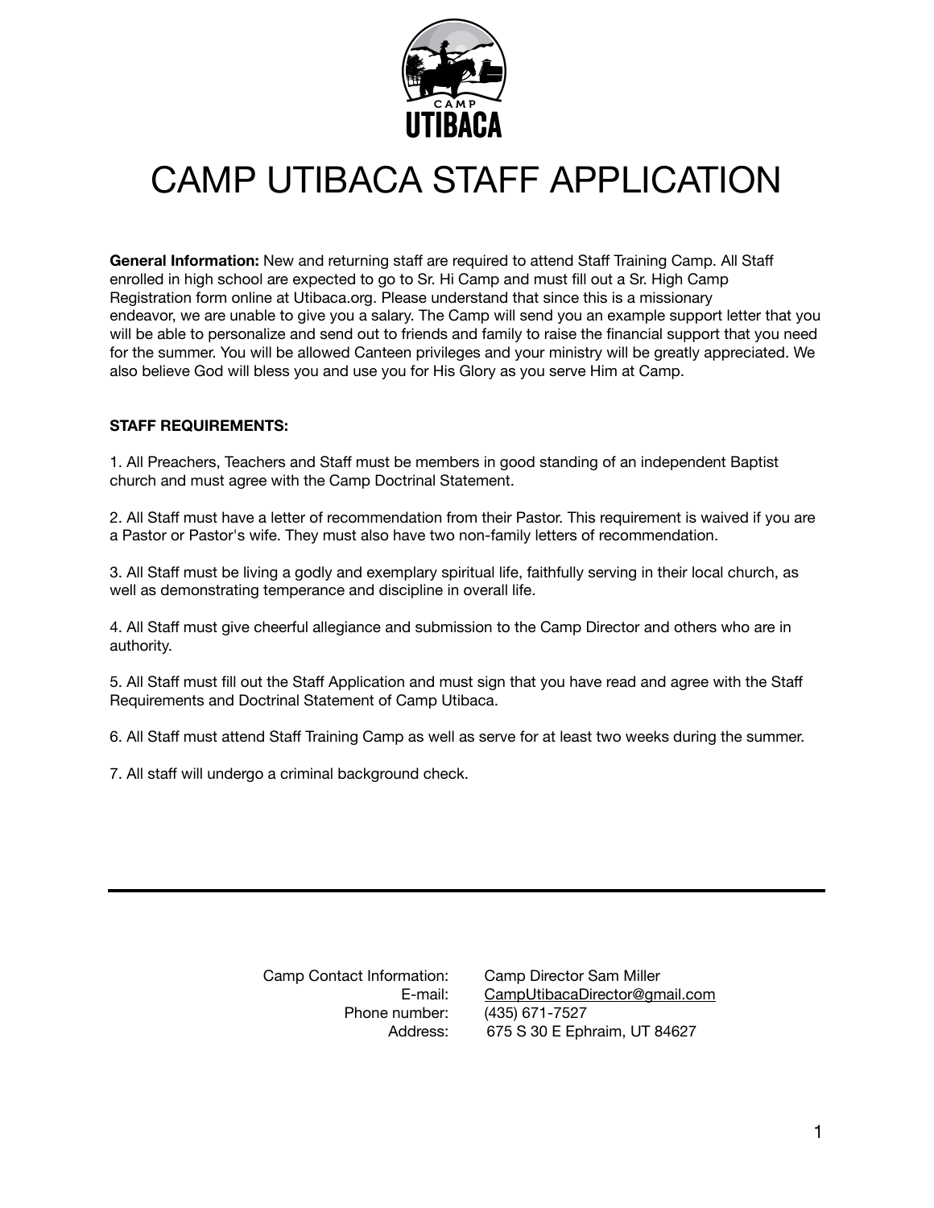# CAMP UTIBACA STAFF APPLICATION

**General Information:** New and returning staff are required to attend Staff Training Camp. All Staff enrolled in high school are expected to go to Sr. Hi Camp and must fill out a Sr. High Camp Registration form online at Utibaca.org. Please understand that since this is a missionary endeavor, we are unable to give you a salary. The Camp will send you an example support letter that you will be able to personalize and send out to friends and family to raise the financial support that you need for the summer. You will be allowed Canteen privileges and your ministry will be greatly appreciated. We also believe God will bless you and use you for His Glory as you serve Him at Camp.

**STAFF REQUIREMENTS:**

1. All Preachers, Teachers and Staff must be members in good standing of an independent Baptist church and must agree with the Camp Doctrinal Statement.

2. All Staff must have a letter of recommendation from their Pastor. This requirement is waived if you are a Pastor or Pastor's wife. They must also have two non-family letters of recommendation.

3. All Staff must be living a godly and exemplary spiritual life, faithfully serving in their local church, as well as demonstrating temperance and discipline in overall life.

4. All Staff must give cheerful allegiance and submission to the Camp Director and others who are in authority.

5. All Staff must fill out the Staff Application and must sign that you have read and agree with the Staff Requirements and Doctrinal Statement of Camp Utibaca.

6. All Staff must attend Staff Training Camp as well as serve for at least two weeks during the summer.

7. All staff will undergo a criminal background check.

---

| | |
|---|---|
| Camp Contact Information: | Camp Director Sam Miller |
| E-mail: | CampUtibacaDirector@gmail.com |
| Phone number: | (435) 671-7527 |
| Address: | 675 S 30 E Ephraim, UT 84627 |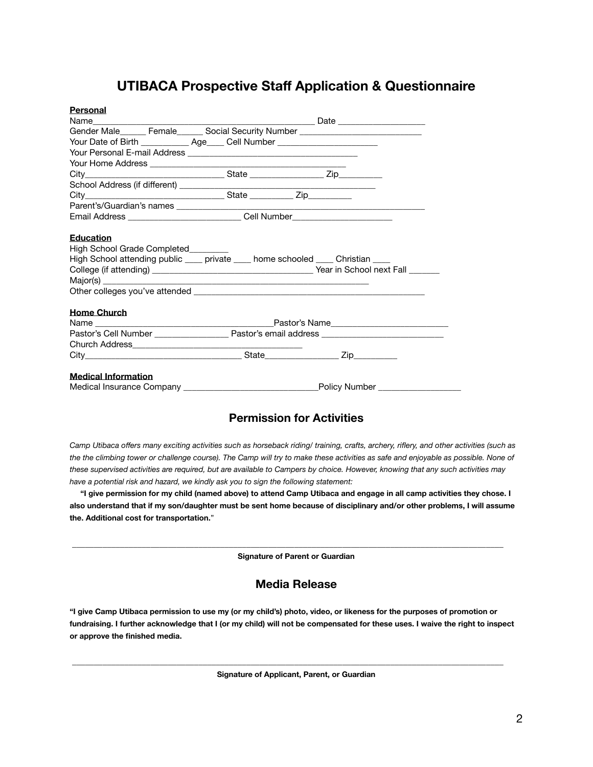# UTIBACA Prospective Staff Application & Questionnaire

**Personal**

Name_______________________________________________ Date ___________________

Gender Male______ Female______ Social Security Number ___________________________

Your Date of Birth ___________ Age____ Cell Number ______________________

Your Personal E-mail Address ______________________________________

Your Home Address ____________________________________________

City_______________________________ State ________________ Zip_________

School Address (if different) _____________________________________________

City_______________________________ State _________ Zip_________

Parent's/Guardian's names ___________________________________________________

Email Address _________________________ Cell Number______________________

**Education**

High School Grade Completed_________

High School attending public ____ private ____ home schooled ____ Christian ____

College (if attending) ___________________________________ Year in School next Fall _______

Major(s) __________________________________________________________

Other colleges you've attended ____________________________________________________

**Home Church**

Name _______________________________________Pastor's Name__________________________

Pastor's Cell Number ________________ Pastor's email address ___________________________

Church Address______________________________________

City___________________________________ State________________ Zip_________

**Medical Information**

Medical Insurance Company _____________________________Policy Number __________________

## Permission for Activities

*Camp Utibaca offers many exciting activities such as horseback riding/ training, crafts, archery, riflery, and other activities (such as the the climbing tower or challenge course). The Camp will try to make these activities as safe and enjoyable as possible. None of these supervised activities are required, but are available to Campers by choice. However, knowing that any such activities may have a potential risk and hazard, we kindly ask you to sign the following statement:*

**"I give permission for my child (named above) to attend Camp Utibaca and engage in all camp activities they chose. I also understand that if my son/daughter must be sent home because of disciplinary and/or other problems, I will assume the. Additional cost for transportation."**

_______________________________________________________________________________

**Signature of Parent or Guardian**

## Media Release

**"I give Camp Utibaca permission to use my (or my child's) photo, video, or likeness for the purposes of promotion or fundraising. I further acknowledge that I (or my child) will not be compensated for these uses. I waive the right to inspect or approve the finished media.**

_______________________________________________________________________________

**Signature of Applicant, Parent, or Guardian**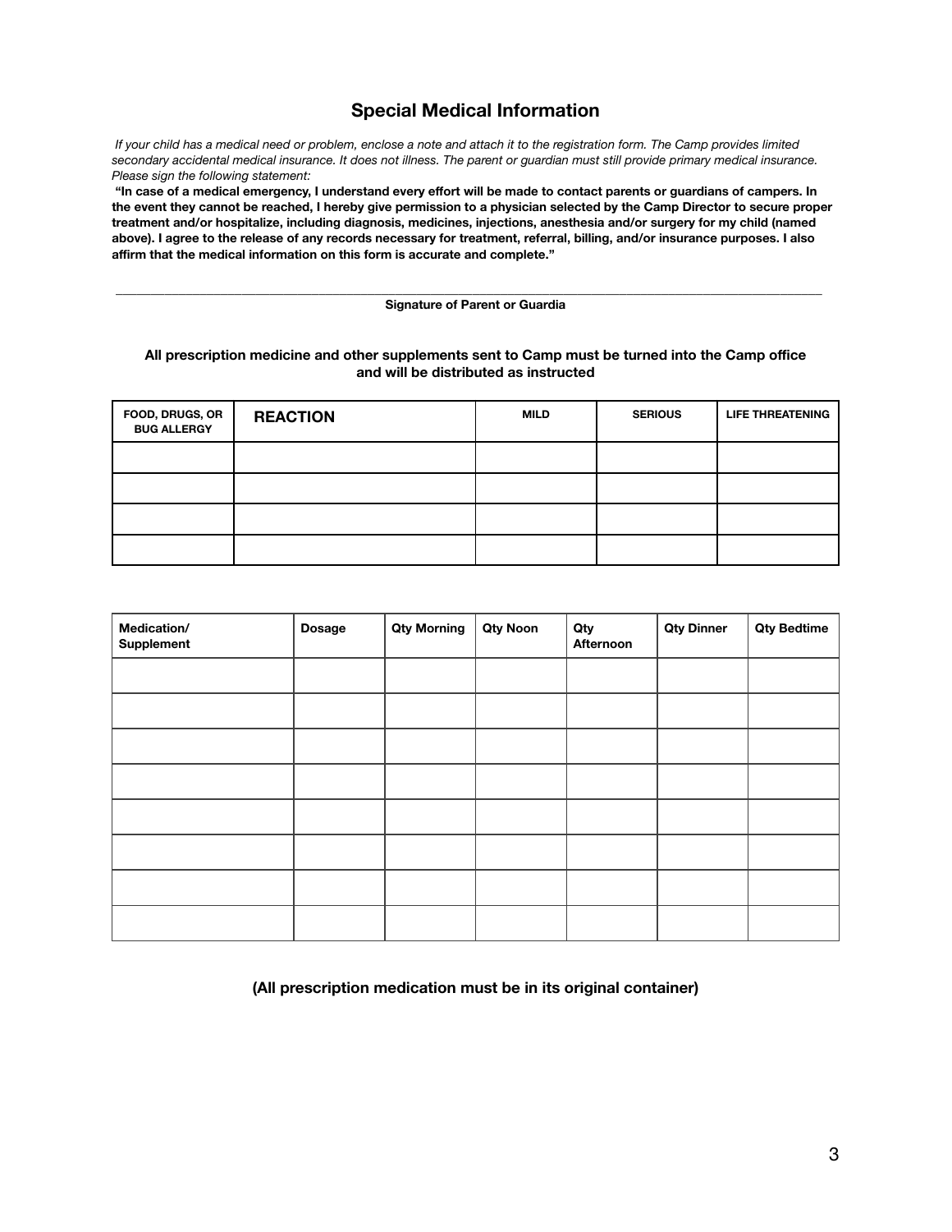## Special Medical Information

*If your child has a medical need or problem, enclose a note and attach it to the registration form. The Camp provides limited secondary accidental medical insurance. It does not illness. The parent or guardian must still provide primary medical insurance. Please sign the following statement:*

**"In case of a medical emergency, I understand every effort will be made to contact parents or guardians of campers. In the event they cannot be reached, I hereby give permission to a physician selected by the Camp Director to secure proper treatment and/or hospitalize, including diagnosis, medicines, injections, anesthesia and/or surgery for my child (named above). I agree to the release of any records necessary for treatment, referral, billing, and/or insurance purposes. I also affirm that the medical information on this form is accurate and complete."**

______________________________________________________________________________

**Signature of Parent or Guardia**

**All prescription medicine and other supplements sent to Camp must be turned into the Camp office and will be distributed as instructed**

| FOOD, DRUGS, OR BUG ALLERGY | REACTION | MILD | SERIOUS | LIFE THREATENING |
|---|---|---|---|---|
| | | | | |
| | | | | |
| | | | | |
| | | | | |

| Medication/ Supplement | Dosage | Qty Morning | Qty Noon | Qty Afternoon | Qty Dinner | Qty Bedtime |
|---|---|---|---|---|---|---|
| | | | | | | |
| | | | | | | |
| | | | | | | |
| | | | | | | |
| | | | | | | |
| | | | | | | |
| | | | | | | |
| | | | | | | |

**(All prescription medication must be in its original container)**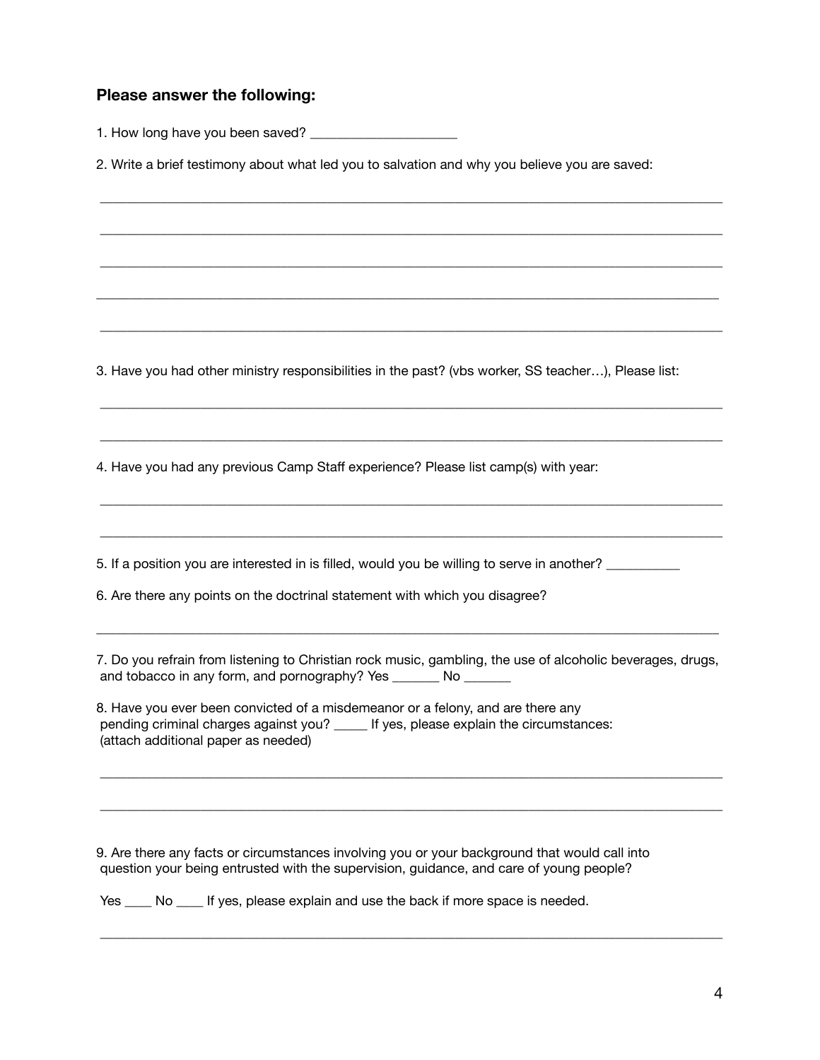**Please answer the following:**

1. How long have you been saved? _____________________

2. Write a brief testimony about what led you to salvation and why you believe you are saved:

_______________________________________________________________________________________

_______________________________________________________________________________________

_______________________________________________________________________________________

_______________________________________________________________________________________

_______________________________________________________________________________________

3. Have you had other ministry responsibilities in the past? (vbs worker, SS teacher…), Please list:

_______________________________________________________________________________________

_______________________________________________________________________________________

4. Have you had any previous Camp Staff experience? Please list camp(s) with year:

_______________________________________________________________________________________

_______________________________________________________________________________________

5. If a position you are interested in is filled, would you be willing to serve in another? __________

6. Are there any points on the doctrinal statement with which you disagree?

_______________________________________________________________________________________

7. Do you refrain from listening to Christian rock music, gambling, the use of alcoholic beverages, drugs, and tobacco in any form, and pornography? Yes _______ No _______

8. Have you ever been convicted of a misdemeanor or a felony, and are there any pending criminal charges against you? _____ If yes, please explain the circumstances: (attach additional paper as needed)

_______________________________________________________________________________________

_______________________________________________________________________________________

9. Are there any facts or circumstances involving you or your background that would call into question your being entrusted with the supervision, guidance, and care of young people?

Yes ____ No ____ If yes, please explain and use the back if more space is needed.

_______________________________________________________________________________________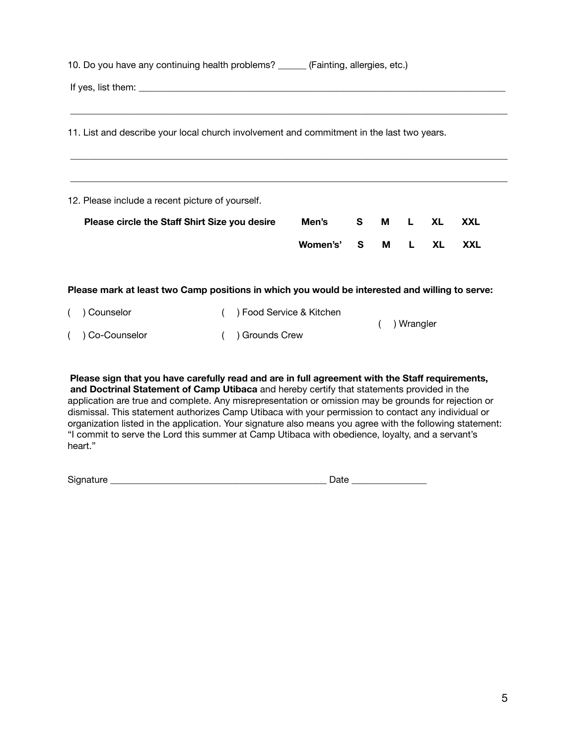10. Do you have any continuing health problems? ______ (Fainting, allergies, etc.)

If yes, list them: ______________________________________________________________________________

_____________________________________________________________________________________________

11. List and describe your local church involvement and commitment in the last two years.

_____________________________________________________________________________________________

_____________________________________________________________________________________________

12. Please include a recent picture of yourself.

| **Please circle the Staff Shirt Size you desire** | **Men's** | **S** | **M** | **L** | **XL** | **XXL** |
|---|---|---|---|---|---|---|
| | **Women's'** | **S** | **M** | **L** | **XL** | **XXL** |

**Please mark at least two Camp positions in which you would be interested and willing to serve:**

( ) Counselor

( ) Co-Counselor

( ) Food Service & Kitchen

( ) Grounds Crew

( ) Wrangler

**Please sign that you have carefully read and are in full agreement with the Staff requirements, and Doctrinal Statement of Camp Utibaca** and hereby certify that statements provided in the application are true and complete. Any misrepresentation or omission may be grounds for rejection or dismissal. This statement authorizes Camp Utibaca with your permission to contact any individual or organization listed in the application. Your signature also means you agree with the following statement: "I commit to serve the Lord this summer at Camp Utibaca with obedience, loyalty, and a servant's heart."

Signature ____________________________________________ Date _______________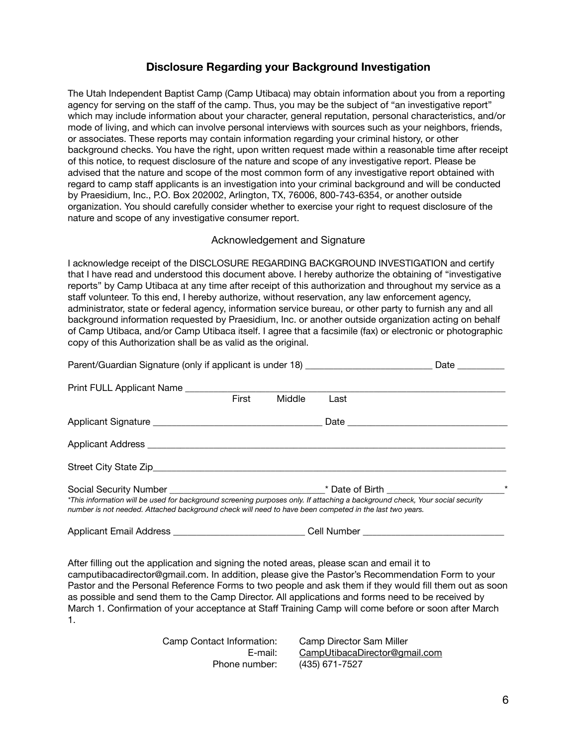## Disclosure Regarding your Background Investigation

The Utah Independent Baptist Camp (Camp Utibaca) may obtain information about you from a reporting agency for serving on the staff of the camp. Thus, you may be the subject of "an investigative report" which may include information about your character, general reputation, personal characteristics, and/or mode of living, and which can involve personal interviews with sources such as your neighbors, friends, or associates. These reports may contain information regarding your criminal history, or other background checks. You have the right, upon written request made within a reasonable time after receipt of this notice, to request disclosure of the nature and scope of any investigative report. Please be advised that the nature and scope of the most common form of any investigative report obtained with regard to camp staff applicants is an investigation into your criminal background and will be conducted by Praesidium, Inc., P.O. Box 202002, Arlington, TX, 76006, 800-743-6354, or another outside organization. You should carefully consider whether to exercise your right to request disclosure of the nature and scope of any investigative consumer report.

### Acknowledgement and Signature

I acknowledge receipt of the DISCLOSURE REGARDING BACKGROUND INVESTIGATION and certify that I have read and understood this document above. I hereby authorize the obtaining of "investigative reports" by Camp Utibaca at any time after receipt of this authorization and throughout my service as a staff volunteer. To this end, I hereby authorize, without reservation, any law enforcement agency, administrator, state or federal agency, information service bureau, or other party to furnish any and all background information requested by Praesidium, Inc. or another outside organization acting on behalf of Camp Utibaca, and/or Camp Utibaca itself. I agree that a facsimile (fax) or electronic or photographic copy of this Authorization shall be as valid as the original.

Parent/Guardian Signature (only if applicant is under 18) __________________________ Date __________

Print FULL Applicant Name ____________________________________________________________________
First Middle Last

Applicant Signature ___________________________________ Date __________________________________

Applicant Address ____________________________________________________________________________

Street City State Zip___________________________________________________________________________

Social Security Number ________________________________* Date of Birth ________________________*

*This information will be used for background screening purposes only. If attaching a background check, Your social security number is not needed. Attached background check will need to have been competed in the last two years.*

Applicant Email Address ___________________________ Cell Number _____________________________

After filling out the application and signing the noted areas, please scan and email it to camputibacadirector@gmail.com. In addition, please give the Pastor's Recommendation Form to your Pastor and the Personal Reference Forms to two people and ask them if they would fill them out as soon as possible and send them to the Camp Director. All applications and forms need to be received by March 1. Confirmation of your acceptance at Staff Training Camp will come before or soon after March 1.

Camp Contact Information: Camp Director Sam Miller
E-mail: CampUtibacaDirector@gmail.com
Phone number: (435) 671-7527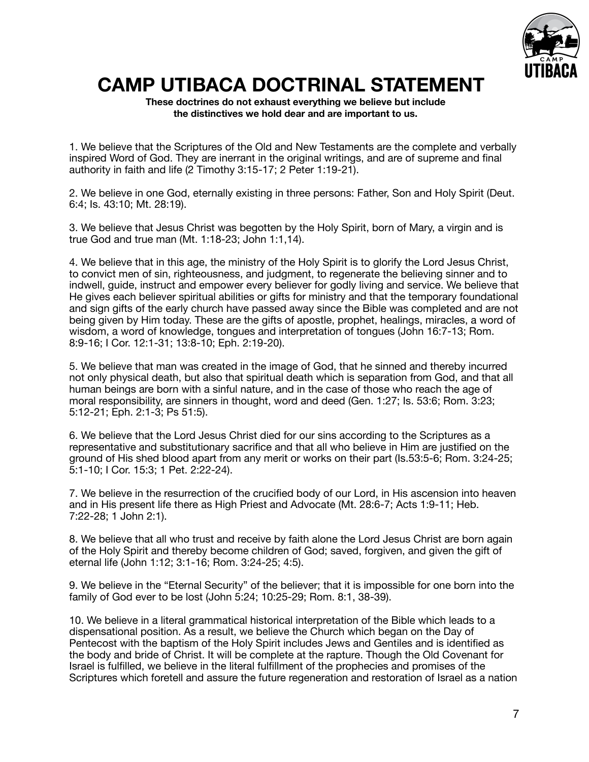# CAMP UTIBACA DOCTRINAL STATEMENT

**These doctrines do not exhaust everything we believe but include the distinctives we hold dear and are important to us.**

1. We believe that the Scriptures of the Old and New Testaments are the complete and verbally inspired Word of God. They are inerrant in the original writings, and are of supreme and final authority in faith and life (2 Timothy 3:15-17; 2 Peter 1:19-21).

2. We believe in one God, eternally existing in three persons: Father, Son and Holy Spirit (Deut. 6:4; Is. 43:10; Mt. 28:19).

3. We believe that Jesus Christ was begotten by the Holy Spirit, born of Mary, a virgin and is true God and true man (Mt. 1:18-23; John 1:1,14).

4. We believe that in this age, the ministry of the Holy Spirit is to glorify the Lord Jesus Christ, to convict men of sin, righteousness, and judgment, to regenerate the believing sinner and to indwell, guide, instruct and empower every believer for godly living and service. We believe that He gives each believer spiritual abilities or gifts for ministry and that the temporary foundational and sign gifts of the early church have passed away since the Bible was completed and are not being given by Him today. These are the gifts of apostle, prophet, healings, miracles, a word of wisdom, a word of knowledge, tongues and interpretation of tongues (John 16:7-13; Rom. 8:9-16; I Cor. 12:1-31; 13:8-10; Eph. 2:19-20).

5. We believe that man was created in the image of God, that he sinned and thereby incurred not only physical death, but also that spiritual death which is separation from God, and that all human beings are born with a sinful nature, and in the case of those who reach the age of moral responsibility, are sinners in thought, word and deed (Gen. 1:27; Is. 53:6; Rom. 3:23; 5:12-21; Eph. 2:1-3; Ps 51:5).

6. We believe that the Lord Jesus Christ died for our sins according to the Scriptures as a representative and substitutionary sacrifice and that all who believe in Him are justified on the ground of His shed blood apart from any merit or works on their part (Is.53:5-6; Rom. 3:24-25; 5:1-10; I Cor. 15:3; 1 Pet. 2:22-24).

7. We believe in the resurrection of the crucified body of our Lord, in His ascension into heaven and in His present life there as High Priest and Advocate (Mt. 28:6-7; Acts 1:9-11; Heb. 7:22-28; 1 John 2:1).

8. We believe that all who trust and receive by faith alone the Lord Jesus Christ are born again of the Holy Spirit and thereby become children of God; saved, forgiven, and given the gift of eternal life (John 1:12; 3:1-16; Rom. 3:24-25; 4:5).

9. We believe in the "Eternal Security" of the believer; that it is impossible for one born into the family of God ever to be lost (John 5:24; 10:25-29; Rom. 8:1, 38-39).

10. We believe in a literal grammatical historical interpretation of the Bible which leads to a dispensational position. As a result, we believe the Church which began on the Day of Pentecost with the baptism of the Holy Spirit includes Jews and Gentiles and is identified as the body and bride of Christ. It will be complete at the rapture. Though the Old Covenant for Israel is fulfilled, we believe in the literal fulfillment of the prophecies and promises of the Scriptures which foretell and assure the future regeneration and restoration of Israel as a nation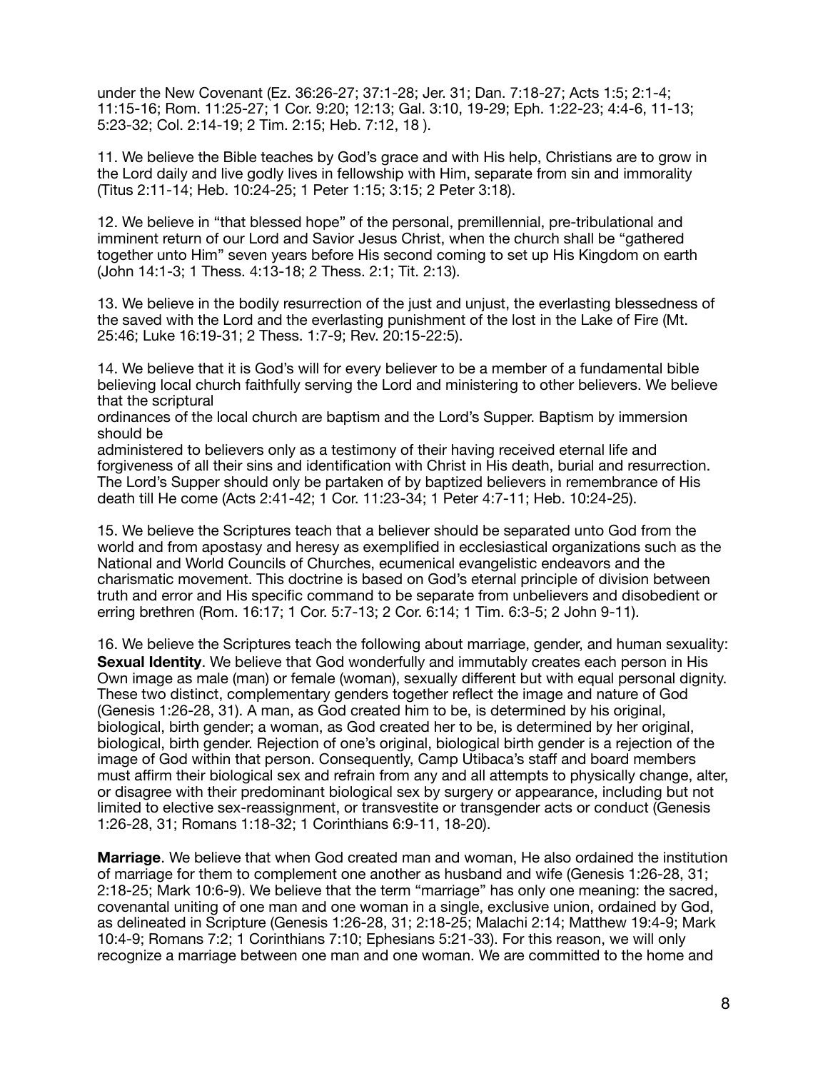under the New Covenant (Ez. 36:26-27; 37:1-28; Jer. 31; Dan. 7:18-27; Acts 1:5; 2:1-4; 11:15-16; Rom. 11:25-27; 1 Cor. 9:20; 12:13; Gal. 3:10, 19-29; Eph. 1:22-23; 4:4-6, 11-13; 5:23-32; Col. 2:14-19; 2 Tim. 2:15; Heb. 7:12, 18 ).

11. We believe the Bible teaches by God's grace and with His help, Christians are to grow in the Lord daily and live godly lives in fellowship with Him, separate from sin and immorality (Titus 2:11-14; Heb. 10:24-25; 1 Peter 1:15; 3:15; 2 Peter 3:18).

12. We believe in "that blessed hope" of the personal, premillennial, pre-tribulational and imminent return of our Lord and Savior Jesus Christ, when the church shall be "gathered together unto Him" seven years before His second coming to set up His Kingdom on earth (John 14:1-3; 1 Thess. 4:13-18; 2 Thess. 2:1; Tit. 2:13).

13. We believe in the bodily resurrection of the just and unjust, the everlasting blessedness of the saved with the Lord and the everlasting punishment of the lost in the Lake of Fire (Mt. 25:46; Luke 16:19-31; 2 Thess. 1:7-9; Rev. 20:15-22:5).

14. We believe that it is God's will for every believer to be a member of a fundamental bible believing local church faithfully serving the Lord and ministering to other believers. We believe that the scriptural ordinances of the local church are baptism and the Lord's Supper. Baptism by immersion should be administered to believers only as a testimony of their having received eternal life and forgiveness of all their sins and identification with Christ in His death, burial and resurrection. The Lord's Supper should only be partaken of by baptized believers in remembrance of His death till He come (Acts 2:41-42; 1 Cor. 11:23-34; 1 Peter 4:7-11; Heb. 10:24-25).

15. We believe the Scriptures teach that a believer should be separated unto God from the world and from apostasy and heresy as exemplified in ecclesiastical organizations such as the National and World Councils of Churches, ecumenical evangelistic endeavors and the charismatic movement. This doctrine is based on God's eternal principle of division between truth and error and His specific command to be separate from unbelievers and disobedient or erring brethren (Rom. 16:17; 1 Cor. 5:7-13; 2 Cor. 6:14; 1 Tim. 6:3-5; 2 John 9-11).

16. We believe the Scriptures teach the following about marriage, gender, and human sexuality: **Sexual Identity**. We believe that God wonderfully and immutably creates each person in His Own image as male (man) or female (woman), sexually different but with equal personal dignity. These two distinct, complementary genders together reflect the image and nature of God (Genesis 1:26-28, 31). A man, as God created him to be, is determined by his original, biological, birth gender; a woman, as God created her to be, is determined by her original, biological, birth gender. Rejection of one's original, biological birth gender is a rejection of the image of God within that person. Consequently, Camp Utibaca's staff and board members must affirm their biological sex and refrain from any and all attempts to physically change, alter, or disagree with their predominant biological sex by surgery or appearance, including but not limited to elective sex-reassignment, or transvestite or transgender acts or conduct (Genesis 1:26-28, 31; Romans 1:18-32; 1 Corinthians 6:9-11, 18-20).

**Marriage**. We believe that when God created man and woman, He also ordained the institution of marriage for them to complement one another as husband and wife (Genesis 1:26-28, 31; 2:18-25; Mark 10:6-9). We believe that the term "marriage" has only one meaning: the sacred, covenantal uniting of one man and one woman in a single, exclusive union, ordained by God, as delineated in Scripture (Genesis 1:26-28, 31; 2:18-25; Malachi 2:14; Matthew 19:4-9; Mark 10:4-9; Romans 7:2; 1 Corinthians 7:10; Ephesians 5:21-33). For this reason, we will only recognize a marriage between one man and one woman. We are committed to the home and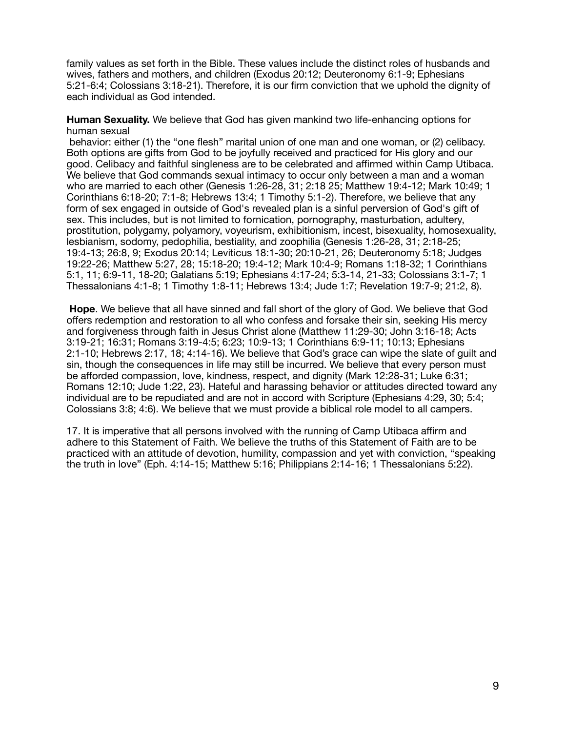family values as set forth in the Bible. These values include the distinct roles of husbands and wives, fathers and mothers, and children (Exodus 20:12; Deuteronomy 6:1-9; Ephesians 5:21-6:4; Colossians 3:18-21). Therefore, it is our firm conviction that we uphold the dignity of each individual as God intended.

**Human Sexuality.** We believe that God has given mankind two life-enhancing options for human sexual behavior: either (1) the "one flesh" marital union of one man and one woman, or (2) celibacy. Both options are gifts from God to be joyfully received and practiced for His glory and our good. Celibacy and faithful singleness are to be celebrated and affirmed within Camp Utibaca. We believe that God commands sexual intimacy to occur only between a man and a woman who are married to each other (Genesis 1:26-28, 31; 2:18 25; Matthew 19:4-12; Mark 10:49; 1 Corinthians 6:18-20; 7:1-8; Hebrews 13:4; 1 Timothy 5:1-2). Therefore, we believe that any form of sex engaged in outside of God's revealed plan is a sinful perversion of God's gift of sex. This includes, but is not limited to fornication, pornography, masturbation, adultery, prostitution, polygamy, polyamory, voyeurism, exhibitionism, incest, bisexuality, homosexuality, lesbianism, sodomy, pedophilia, bestiality, and zoophilia (Genesis 1:26-28, 31; 2:18-25; 19:4-13; 26:8, 9; Exodus 20:14; Leviticus 18:1-30; 20:10-21, 26; Deuteronomy 5:18; Judges 19:22-26; Matthew 5:27, 28; 15:18-20; 19:4-12; Mark 10:4-9; Romans 1:18-32; 1 Corinthians 5:1, 11; 6:9-11, 18-20; Galatians 5:19; Ephesians 4:17-24; 5:3-14, 21-33; Colossians 3:1-7; 1 Thessalonians 4:1-8; 1 Timothy 1:8-11; Hebrews 13:4; Jude 1:7; Revelation 19:7-9; 21:2, 8).

**Hope**. We believe that all have sinned and fall short of the glory of God. We believe that God offers redemption and restoration to all who confess and forsake their sin, seeking His mercy and forgiveness through faith in Jesus Christ alone (Matthew 11:29-30; John 3:16-18; Acts 3:19-21; 16:31; Romans 3:19-4:5; 6:23; 10:9-13; 1 Corinthians 6:9-11; 10:13; Ephesians 2:1-10; Hebrews 2:17, 18; 4:14-16). We believe that God's grace can wipe the slate of guilt and sin, though the consequences in life may still be incurred. We believe that every person must be afforded compassion, love, kindness, respect, and dignity (Mark 12:28-31; Luke 6:31; Romans 12:10; Jude 1:22, 23). Hateful and harassing behavior or attitudes directed toward any individual are to be repudiated and are not in accord with Scripture (Ephesians 4:29, 30; 5:4; Colossians 3:8; 4:6). We believe that we must provide a biblical role model to all campers.

17. It is imperative that all persons involved with the running of Camp Utibaca affirm and adhere to this Statement of Faith. We believe the truths of this Statement of Faith are to be practiced with an attitude of devotion, humility, compassion and yet with conviction, "speaking the truth in love" (Eph. 4:14-15; Matthew 5:16; Philippians 2:14-16; 1 Thessalonians 5:22).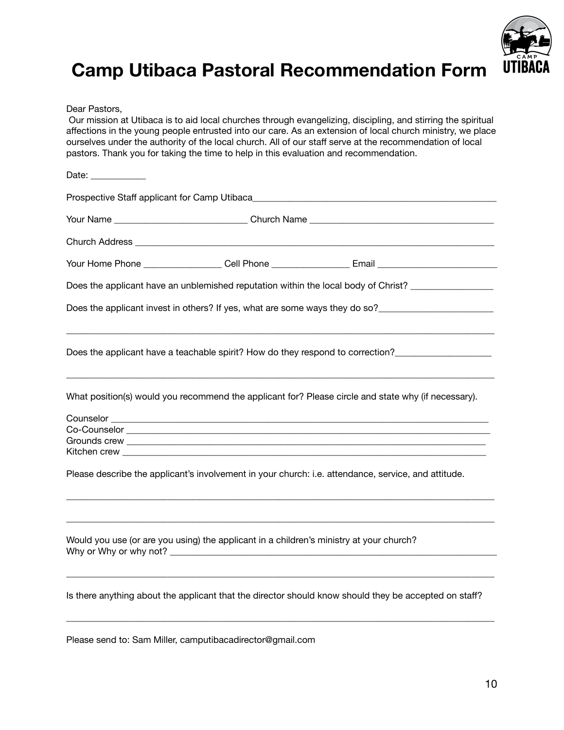// Camp Utibaca Pastoral Recommendation Form

# Camp Utibaca Pastoral Recommendation Form

Dear Pastors,

Our mission at Utibaca is to aid local churches through evangelizing, discipling, and stirring the spiritual affections in the young people entrusted into our care. As an extension of local church ministry, we place ourselves under the authority of the local church. All of our staff serve at the recommendation of local pastors. Thank you for taking the time to help in this evaluation and recommendation.

Date: ___________

Prospective Staff applicant for Camp Utibaca___________________________________________________

Your Name __________________________ Church Name _____________________________________

Church Address ___________________________________________________________________________

Your Home Phone _______________ Cell Phone _______________ Email ________________________

Does the applicant have an unblemished reputation within the local body of Christ? ________________

Does the applicant invest in others? If yes, what are some ways they do so?_______________________

_________________________________________________________________________________________

Does the applicant have a teachable spirit? How do they respond to correction?___________________

_________________________________________________________________________________________

What position(s) would you recommend the applicant for? Please circle and state why (if necessary).

Counselor ____________________________________________________________________________
Co-Counselor _________________________________________________________________________
Grounds crew _________________________________________________________________________
Kitchen crew __________________________________________________________________________

Please describe the applicant's involvement in your church: i.e. attendance, service, and attitude.

_________________________________________________________________________________________

_________________________________________________________________________________________

Would you use (or are you using) the applicant in a children's ministry at your church?
Why or Why or why not? __________________________________________________________________

_________________________________________________________________________________________

Is there anything about the applicant that the director should know should they be accepted on staff?

_________________________________________________________________________________________

Please send to: Sam Miller, camputibacadirector@gmail.com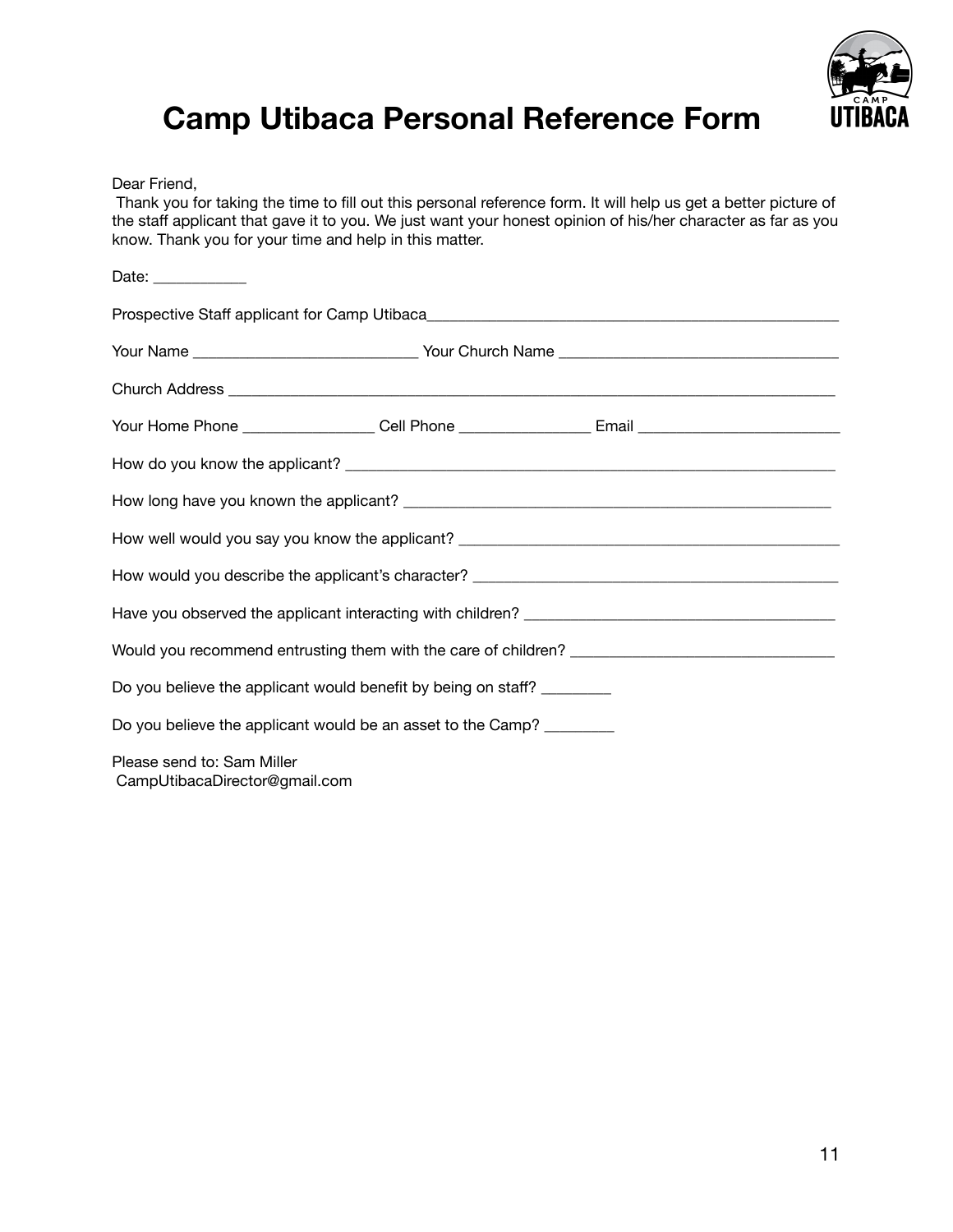# Camp Utibaca Personal Reference Form

Dear Friend,

Thank you for taking the time to fill out this personal reference form. It will help us get a better picture of the staff applicant that gave it to you. We just want your honest opinion of his/her character as far as you know. Thank you for your time and help in this matter.

Date: ___________

Prospective Staff applicant for Camp Utibaca___________________________________________________

Your Name ___________________________ Your Church Name __________________________________

Church Address _________________________________________________________________________

Your Home Phone ________________ Cell Phone ________________ Email ________________________

How do you know the applicant? ____________________________________________________________

How long have you known the applicant? _____________________________________________________

How well would you say you know the applicant? _______________________________________________

How would you describe the applicant's character? ______________________________________________

Have you observed the applicant interacting with children? _______________________________________

Would you recommend entrusting them with the care of children? _________________________________

Do you believe the applicant would benefit by being on staff? ________

Do you believe the applicant would be an asset to the Camp? ________

Please send to: Sam Miller
CampUtibacaDirector@gmail.com